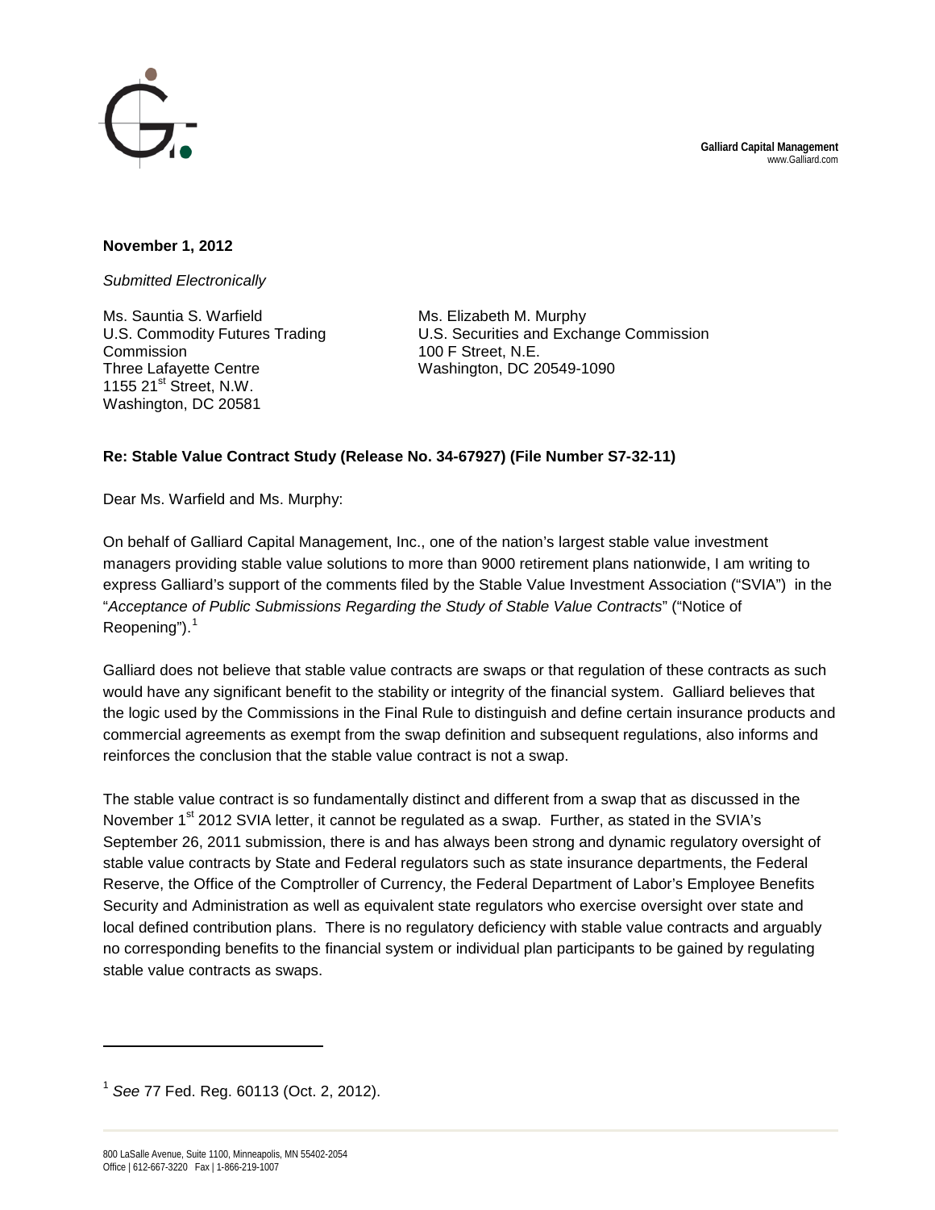**Galliard Capital Management**
www.Galliard.com

**November 1, 2012**

*Submitted Electronically*

Ms. Sauntia S. Warfield
U.S. Commodity Futures Trading Commission
Three Lafayette Centre
1155 21st Street, N.W.
Washington, DC 20581

Ms. Elizabeth M. Murphy
U.S. Securities and Exchange Commission
100 F Street, N.E.
Washington, DC 20549-1090

**Re: Stable Value Contract Study (Release No. 34-67927) (File Number S7-32-11)**

Dear Ms. Warfield and Ms. Murphy:

On behalf of Galliard Capital Management, Inc., one of the nation's largest stable value investment managers providing stable value solutions to more than 9000 retirement plans nationwide, I am writing to express Galliard's support of the comments filed by the Stable Value Investment Association ("SVIA") in the "*Acceptance of Public Submissions Regarding the Study of Stable Value Contracts*" ("Notice of Reopening").[1]

Galliard does not believe that stable value contracts are swaps or that regulation of these contracts as such would have any significant benefit to the stability or integrity of the financial system. Galliard believes that the logic used by the Commissions in the Final Rule to distinguish and define certain insurance products and commercial agreements as exempt from the swap definition and subsequent regulations, also informs and reinforces the conclusion that the stable value contract is not a swap.

The stable value contract is so fundamentally distinct and different from a swap that as discussed in the November 1st 2012 SVIA letter, it cannot be regulated as a swap. Further, as stated in the SVIA's September 26, 2011 submission, there is and has always been strong and dynamic regulatory oversight of stable value contracts by State and Federal regulators such as state insurance departments, the Federal Reserve, the Office of the Comptroller of Currency, the Federal Department of Labor's Employee Benefits Security and Administration as well as equivalent state regulators who exercise oversight over state and local defined contribution plans. There is no regulatory deficiency with stable value contracts and arguably no corresponding benefits to the financial system or individual plan participants to be gained by regulating stable value contracts as swaps.

[1] *See* 77 Fed. Reg. 60113 (Oct. 2, 2012).

800 LaSalle Avenue, Suite 1100, Minneapolis, MN 55402-2054
Office | 612-667-3220 Fax | 1-866-219-1007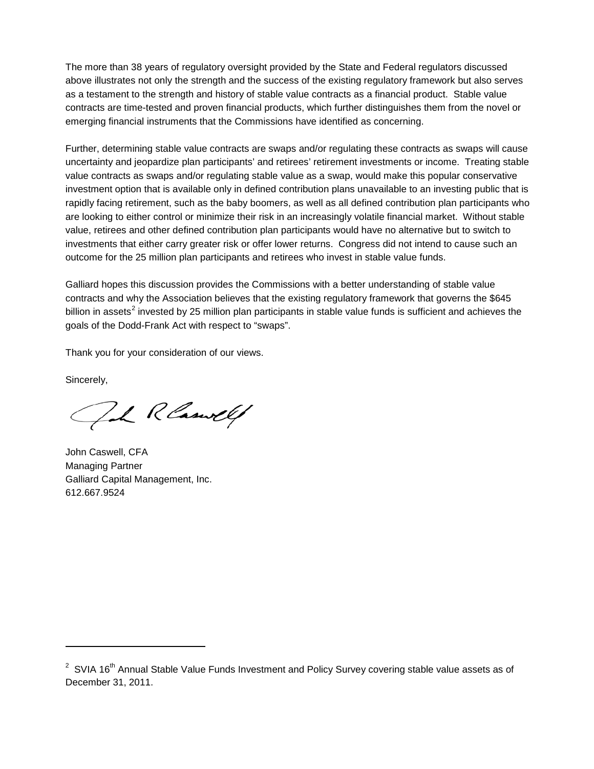The more than 38 years of regulatory oversight provided by the State and Federal regulators discussed above illustrates not only the strength and the success of the existing regulatory framework but also serves as a testament to the strength and history of stable value contracts as a financial product. Stable value contracts are time-tested and proven financial products, which further distinguishes them from the novel or emerging financial instruments that the Commissions have identified as concerning.

Further, determining stable value contracts are swaps and/or regulating these contracts as swaps will cause uncertainty and jeopardize plan participants' and retirees' retirement investments or income. Treating stable value contracts as swaps and/or regulating stable value as a swap, would make this popular conservative investment option that is available only in defined contribution plans unavailable to an investing public that is rapidly facing retirement, such as the baby boomers, as well as all defined contribution plan participants who are looking to either control or minimize their risk in an increasingly volatile financial market. Without stable value, retirees and other defined contribution plan participants would have no alternative but to switch to investments that either carry greater risk or offer lower returns. Congress did not intend to cause such an outcome for the 25 million plan participants and retirees who invest in stable value funds.

Galliard hopes this discussion provides the Commissions with a better understanding of stable value contracts and why the Association believes that the existing regulatory framework that governs the $645 billion in assets[2] invested by 25 million plan participants in stable value funds is sufficient and achieves the goals of the Dodd-Frank Act with respect to "swaps".

Thank you for your consideration of our views.

Sincerely,

John Caswell, CFA
Managing Partner
Galliard Capital Management, Inc.
612.667.9524

---

[2] SVIA 16th Annual Stable Value Funds Investment and Policy Survey covering stable value assets as of December 31, 2011.